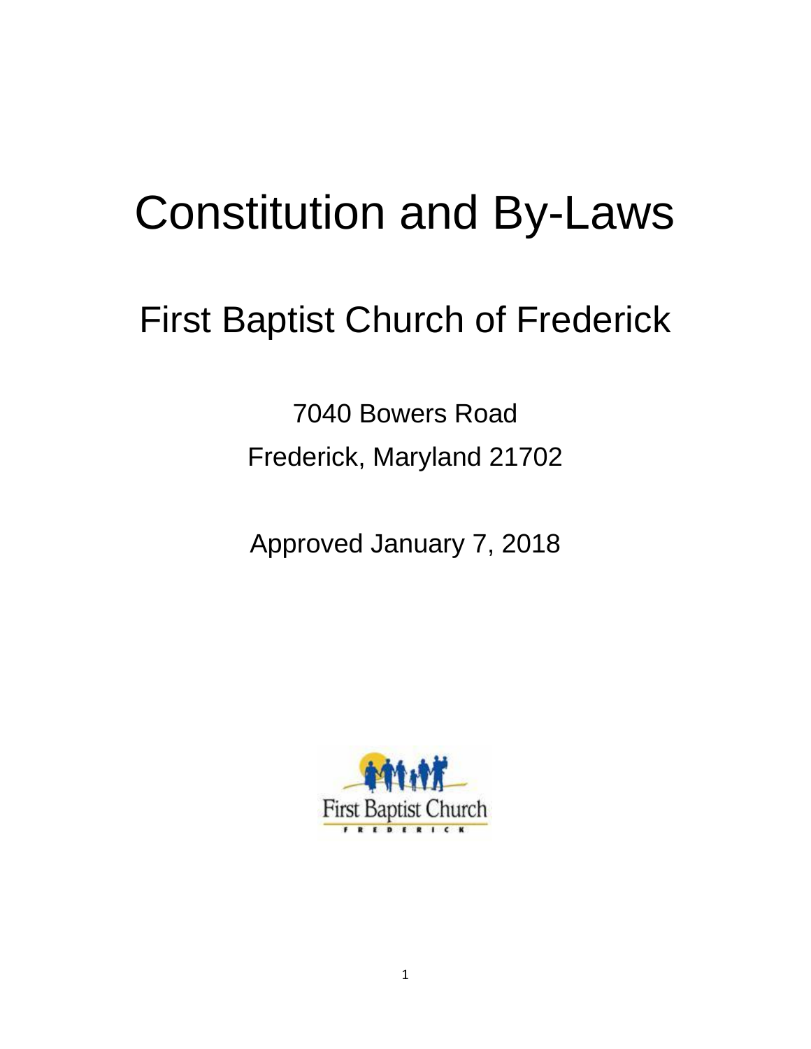# Constitution and By-Laws

## First Baptist Church of Frederick

7040 Bowers Road

Frederick, Maryland 21702

Approved January 7, 2018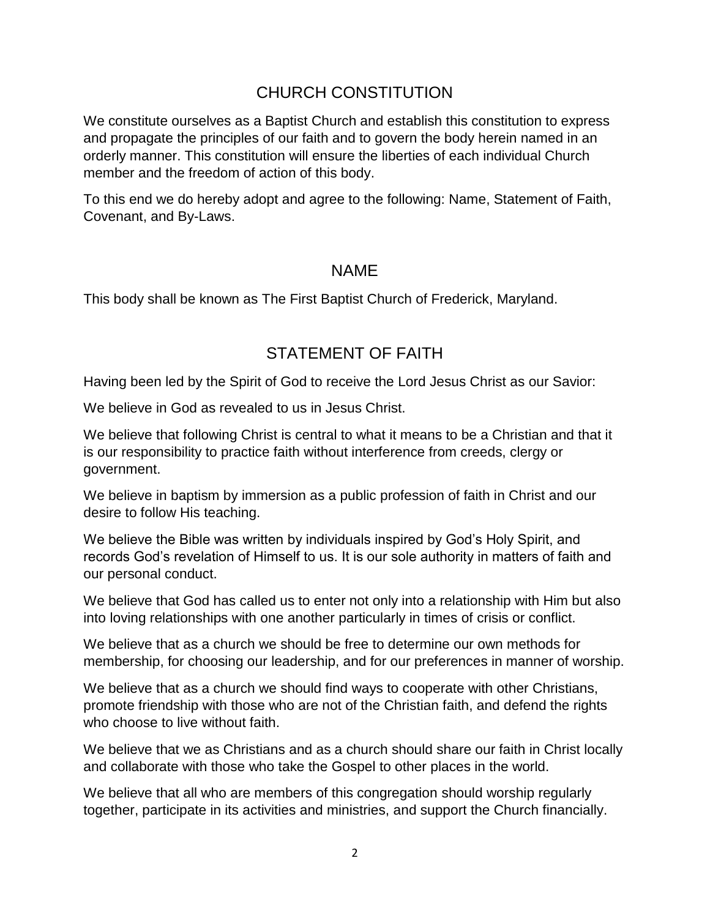# CHURCH CONSTITUTION

We constitute ourselves as a Baptist Church and establish this constitution to express and propagate the principles of our faith and to govern the body herein named in an orderly manner. This constitution will ensure the liberties of each individual Church member and the freedom of action of this body.

To this end we do hereby adopt and agree to the following: Name, Statement of Faith, Covenant, and By-Laws.

## NAME

This body shall be known as The First Baptist Church of Frederick, Maryland.

## STATEMENT OF FAITH

Having been led by the Spirit of God to receive the Lord Jesus Christ as our Savior:

We believe in God as revealed to us in Jesus Christ.

We believe that following Christ is central to what it means to be a Christian and that it is our responsibility to practice faith without interference from creeds, clergy or government.

We believe in baptism by immersion as a public profession of faith in Christ and our desire to follow His teaching.

We believe the Bible was written by individuals inspired by God's Holy Spirit, and records God's revelation of Himself to us. It is our sole authority in matters of faith and our personal conduct.

We believe that God has called us to enter not only into a relationship with Him but also into loving relationships with one another particularly in times of crisis or conflict.

We believe that as a church we should be free to determine our own methods for membership, for choosing our leadership, and for our preferences in manner of worship.

We believe that as a church we should find ways to cooperate with other Christians, promote friendship with those who are not of the Christian faith, and defend the rights who choose to live without faith.

We believe that we as Christians and as a church should share our faith in Christ locally and collaborate with those who take the Gospel to other places in the world.

We believe that all who are members of this congregation should worship regularly together, participate in its activities and ministries, and support the Church financially.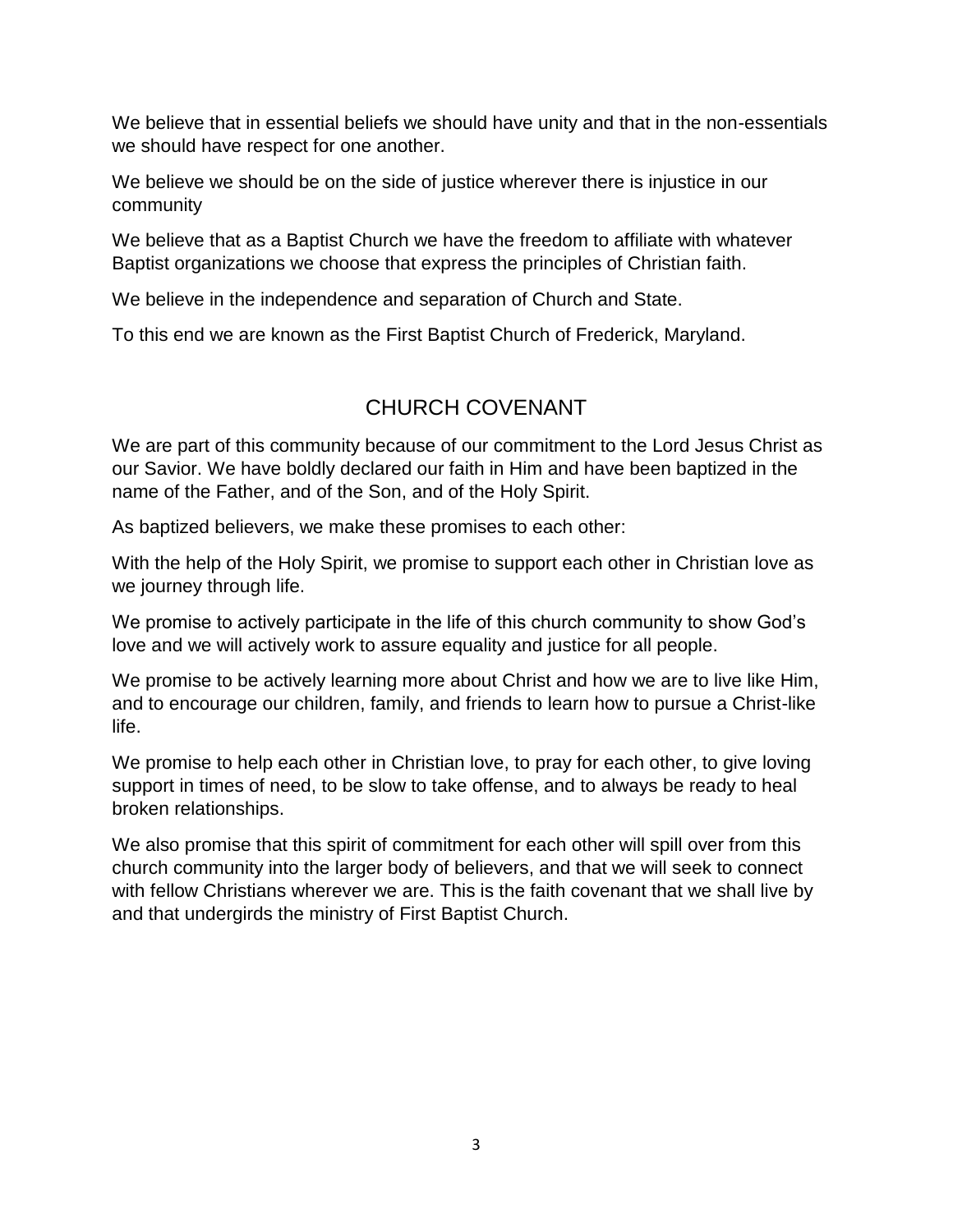We believe that in essential beliefs we should have unity and that in the non-essentials we should have respect for one another.

We believe we should be on the side of justice wherever there is injustice in our community

We believe that as a Baptist Church we have the freedom to affiliate with whatever Baptist organizations we choose that express the principles of Christian faith.

We believe in the independence and separation of Church and State.

To this end we are known as the First Baptist Church of Frederick, Maryland.

## CHURCH COVENANT

We are part of this community because of our commitment to the Lord Jesus Christ as our Savior. We have boldly declared our faith in Him and have been baptized in the name of the Father, and of the Son, and of the Holy Spirit.

As baptized believers, we make these promises to each other:

With the help of the Holy Spirit, we promise to support each other in Christian love as we journey through life.

We promise to actively participate in the life of this church community to show God's love and we will actively work to assure equality and justice for all people.

We promise to be actively learning more about Christ and how we are to live like Him, and to encourage our children, family, and friends to learn how to pursue a Christ-like life.

We promise to help each other in Christian love, to pray for each other, to give loving support in times of need, to be slow to take offense, and to always be ready to heal broken relationships.

We also promise that this spirit of commitment for each other will spill over from this church community into the larger body of believers, and that we will seek to connect with fellow Christians wherever we are. This is the faith covenant that we shall live by and that undergirds the ministry of First Baptist Church.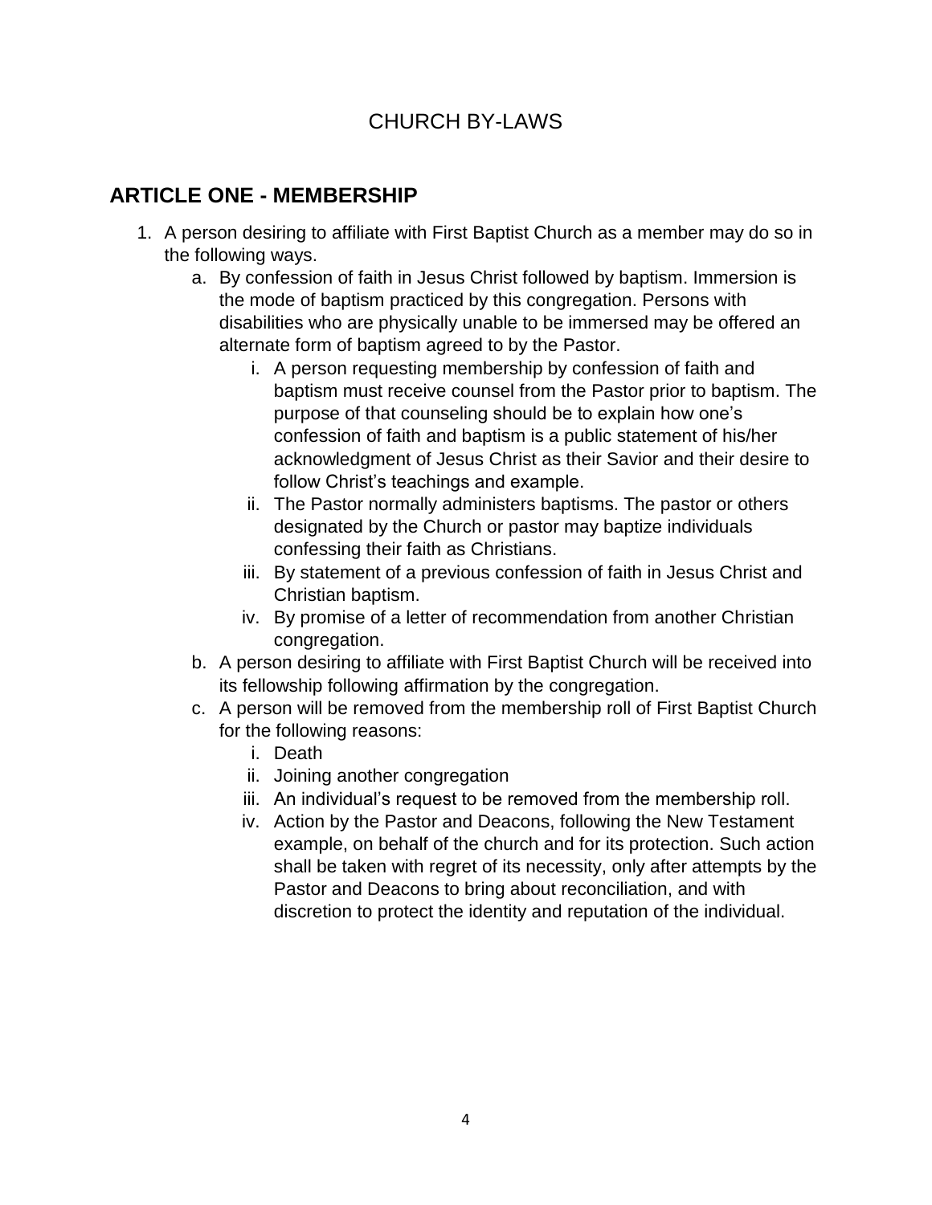# CHURCH BY-LAWS

## ARTICLE ONE - MEMBERSHIP

1. A person desiring to affiliate with First Baptist Church as a member may do so in the following ways.
   a. By confession of faith in Jesus Christ followed by baptism. Immersion is the mode of baptism practiced by this congregation. Persons with disabilities who are physically unable to be immersed may be offered an alternate form of baptism agreed to by the Pastor.
      i. A person requesting membership by confession of faith and baptism must receive counsel from the Pastor prior to baptism. The purpose of that counseling should be to explain how one's confession of faith and baptism is a public statement of his/her acknowledgment of Jesus Christ as their Savior and their desire to follow Christ's teachings and example.
      ii. The Pastor normally administers baptisms. The pastor or others designated by the Church or pastor may baptize individuals confessing their faith as Christians.
      iii. By statement of a previous confession of faith in Jesus Christ and Christian baptism.
      iv. By promise of a letter of recommendation from another Christian congregation.
   b. A person desiring to affiliate with First Baptist Church will be received into its fellowship following affirmation by the congregation.
   c. A person will be removed from the membership roll of First Baptist Church for the following reasons:
      i. Death
      ii. Joining another congregation
      iii. An individual's request to be removed from the membership roll.
      iv. Action by the Pastor and Deacons, following the New Testament example, on behalf of the church and for its protection. Such action shall be taken with regret of its necessity, only after attempts by the Pastor and Deacons to bring about reconciliation, and with discretion to protect the identity and reputation of the individual.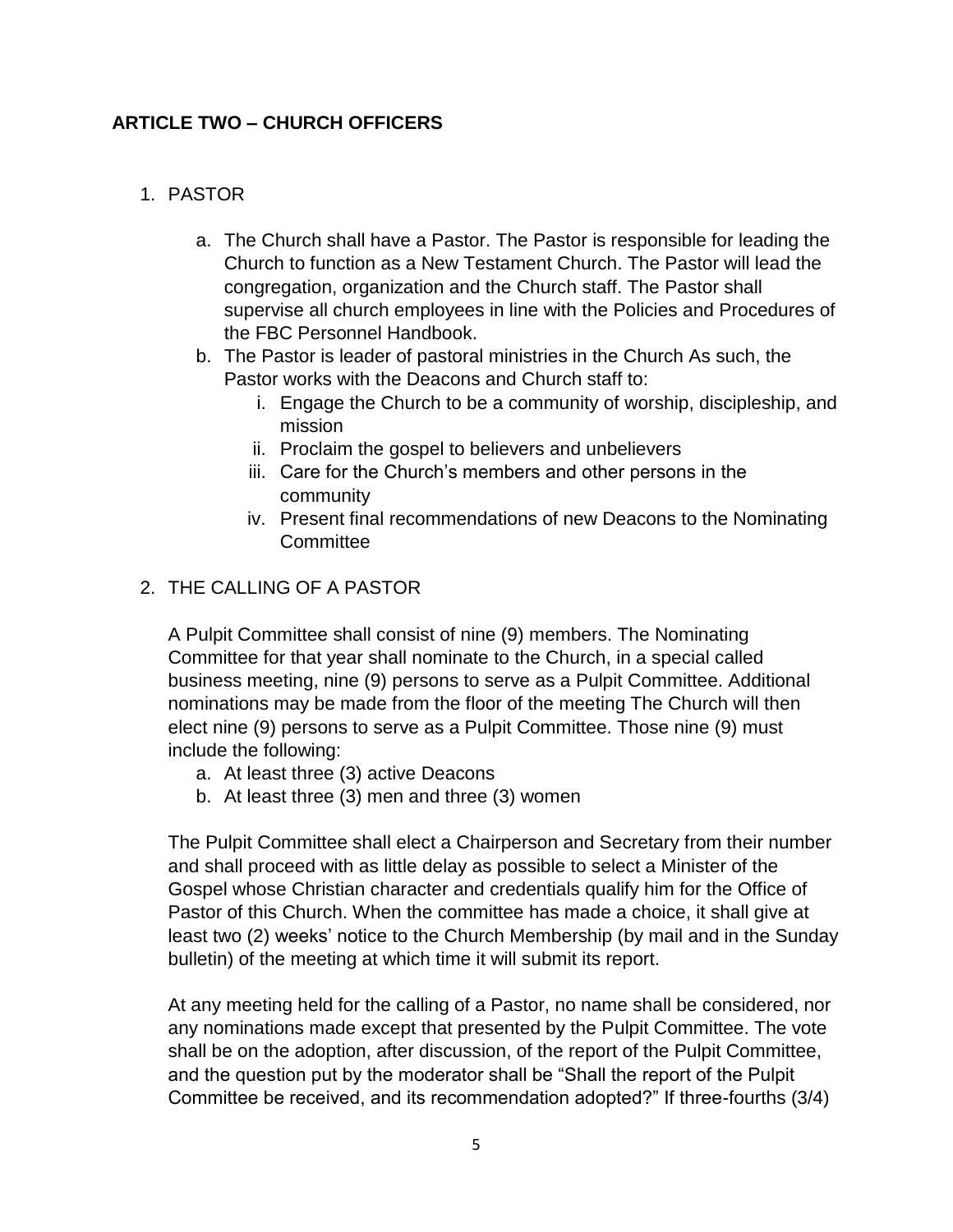## ARTICLE TWO – CHURCH OFFICERS

1. PASTOR

    a. The Church shall have a Pastor. The Pastor is responsible for leading the Church to function as a New Testament Church. The Pastor will lead the congregation, organization and the Church staff. The Pastor shall supervise all church employees in line with the Policies and Procedures of the FBC Personnel Handbook.
    b. The Pastor is leader of pastoral ministries in the Church As such, the Pastor works with the Deacons and Church staff to:
        i. Engage the Church to be a community of worship, discipleship, and mission
        ii. Proclaim the gospel to believers and unbelievers
        iii. Care for the Church's members and other persons in the community
        iv. Present final recommendations of new Deacons to the Nominating Committee

2. THE CALLING OF A PASTOR

    A Pulpit Committee shall consist of nine (9) members. The Nominating Committee for that year shall nominate to the Church, in a special called business meeting, nine (9) persons to serve as a Pulpit Committee. Additional nominations may be made from the floor of the meeting The Church will then elect nine (9) persons to serve as a Pulpit Committee. Those nine (9) must include the following:

    a. At least three (3) active Deacons
    b. At least three (3) men and three (3) women

    The Pulpit Committee shall elect a Chairperson and Secretary from their number and shall proceed with as little delay as possible to select a Minister of the Gospel whose Christian character and credentials qualify him for the Office of Pastor of this Church. When the committee has made a choice, it shall give at least two (2) weeks' notice to the Church Membership (by mail and in the Sunday bulletin) of the meeting at which time it will submit its report.

    At any meeting held for the calling of a Pastor, no name shall be considered, nor any nominations made except that presented by the Pulpit Committee. The vote shall be on the adoption, after discussion, of the report of the Pulpit Committee, and the question put by the moderator shall be "Shall the report of the Pulpit Committee be received, and its recommendation adopted?" If three-fourths (3/4)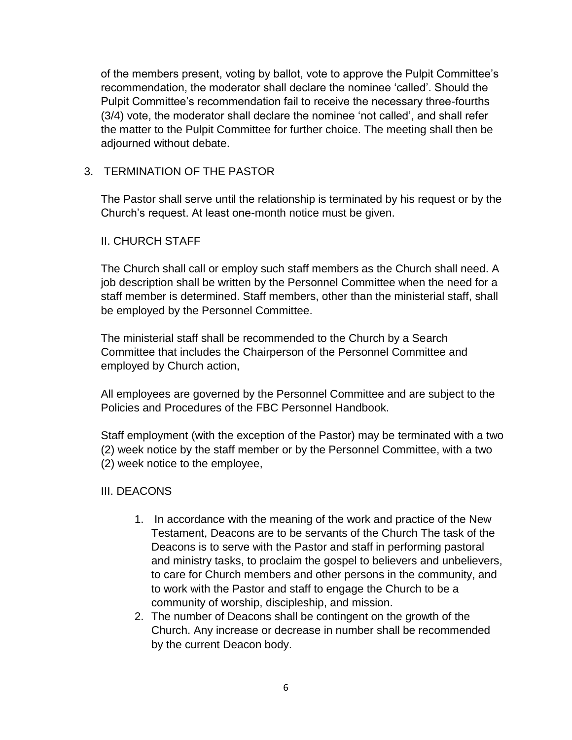of the members present, voting by ballot, vote to approve the Pulpit Committee's recommendation, the moderator shall declare the nominee 'called'. Should the Pulpit Committee's recommendation fail to receive the necessary three-fourths (3/4) vote, the moderator shall declare the nominee 'not called', and shall refer the matter to the Pulpit Committee for further choice. The meeting shall then be adjourned without debate.

3. TERMINATION OF THE PASTOR

The Pastor shall serve until the relationship is terminated by his request or by the Church's request. At least one-month notice must be given.

## II. CHURCH STAFF

The Church shall call or employ such staff members as the Church shall need. A job description shall be written by the Personnel Committee when the need for a staff member is determined. Staff members, other than the ministerial staff, shall be employed by the Personnel Committee.

The ministerial staff shall be recommended to the Church by a Search Committee that includes the Chairperson of the Personnel Committee and employed by Church action,

All employees are governed by the Personnel Committee and are subject to the Policies and Procedures of the FBC Personnel Handbook.

Staff employment (with the exception of the Pastor) may be terminated with a two (2) week notice by the staff member or by the Personnel Committee, with a two (2) week notice to the employee,

## III. DEACONS

1. In accordance with the meaning of the work and practice of the New Testament, Deacons are to be servants of the Church The task of the Deacons is to serve with the Pastor and staff in performing pastoral and ministry tasks, to proclaim the gospel to believers and unbelievers, to care for Church members and other persons in the community, and to work with the Pastor and staff to engage the Church to be a community of worship, discipleship, and mission.
2. The number of Deacons shall be contingent on the growth of the Church. Any increase or decrease in number shall be recommended by the current Deacon body.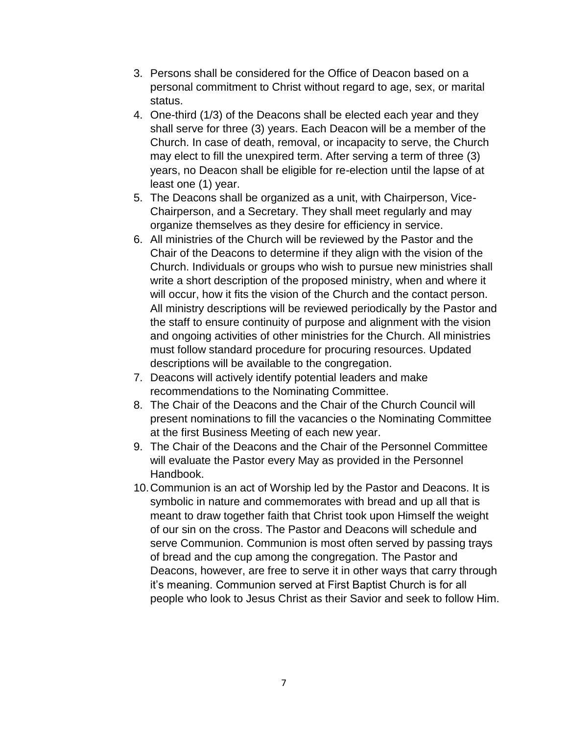3. Persons shall be considered for the Office of Deacon based on a personal commitment to Christ without regard to age, sex, or marital status.
4. One-third (1/3) of the Deacons shall be elected each year and they shall serve for three (3) years. Each Deacon will be a member of the Church. In case of death, removal, or incapacity to serve, the Church may elect to fill the unexpired term. After serving a term of three (3) years, no Deacon shall be eligible for re-election until the lapse of at least one (1) year.
5. The Deacons shall be organized as a unit, with Chairperson, Vice-Chairperson, and a Secretary. They shall meet regularly and may organize themselves as they desire for efficiency in service.
6. All ministries of the Church will be reviewed by the Pastor and the Chair of the Deacons to determine if they align with the vision of the Church. Individuals or groups who wish to pursue new ministries shall write a short description of the proposed ministry, when and where it will occur, how it fits the vision of the Church and the contact person. All ministry descriptions will be reviewed periodically by the Pastor and the staff to ensure continuity of purpose and alignment with the vision and ongoing activities of other ministries for the Church. All ministries must follow standard procedure for procuring resources. Updated descriptions will be available to the congregation.
7. Deacons will actively identify potential leaders and make recommendations to the Nominating Committee.
8. The Chair of the Deacons and the Chair of the Church Council will present nominations to fill the vacancies o the Nominating Committee at the first Business Meeting of each new year.
9. The Chair of the Deacons and the Chair of the Personnel Committee will evaluate the Pastor every May as provided in the Personnel Handbook.
10. Communion is an act of Worship led by the Pastor and Deacons. It is symbolic in nature and commemorates with bread and up all that is meant to draw together faith that Christ took upon Himself the weight of our sin on the cross. The Pastor and Deacons will schedule and serve Communion. Communion is most often served by passing trays of bread and the cup among the congregation. The Pastor and Deacons, however, are free to serve it in other ways that carry through it's meaning. Communion served at First Baptist Church is for all people who look to Jesus Christ as their Savior and seek to follow Him.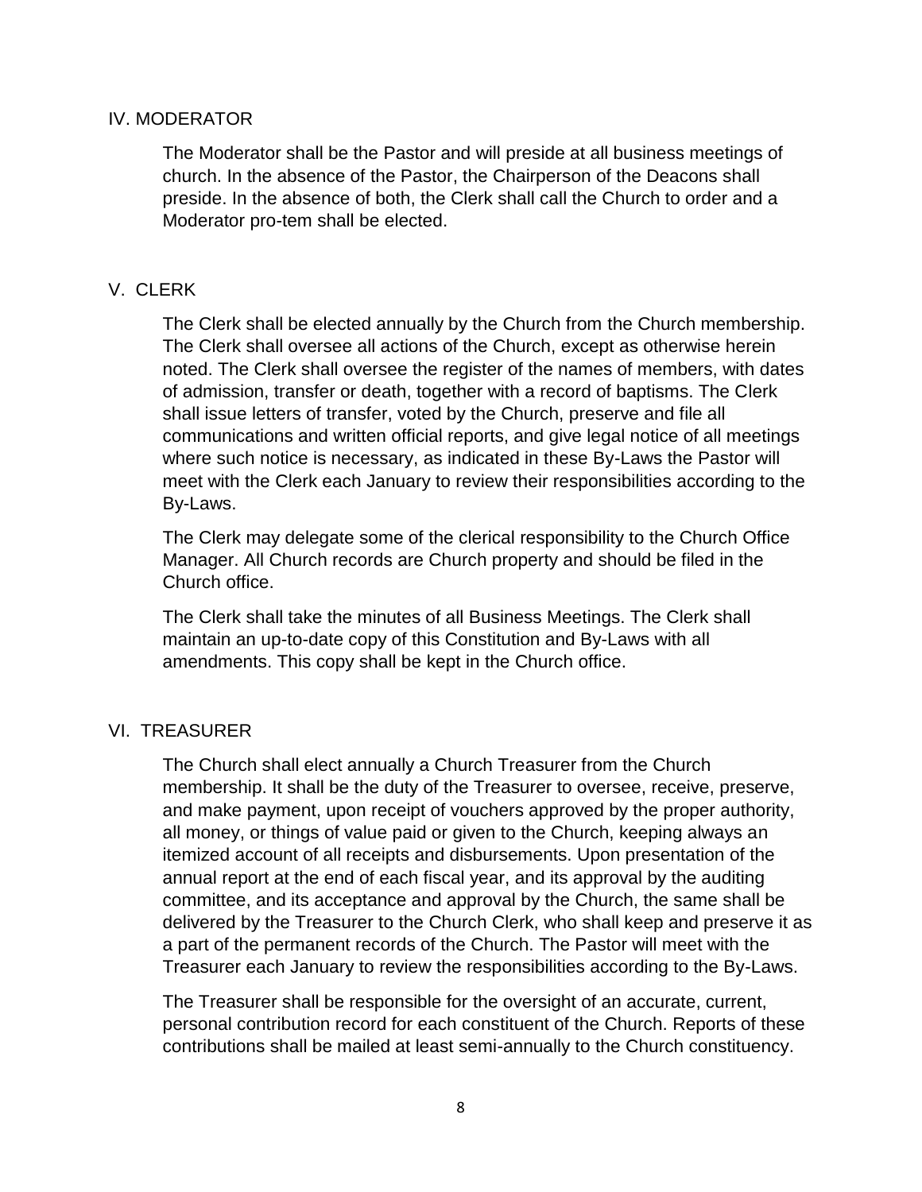## IV. MODERATOR

The Moderator shall be the Pastor and will preside at all business meetings of church. In the absence of the Pastor, the Chairperson of the Deacons shall preside. In the absence of both, the Clerk shall call the Church to order and a Moderator pro-tem shall be elected.

## V. CLERK

The Clerk shall be elected annually by the Church from the Church membership. The Clerk shall oversee all actions of the Church, except as otherwise herein noted. The Clerk shall oversee the register of the names of members, with dates of admission, transfer or death, together with a record of baptisms. The Clerk shall issue letters of transfer, voted by the Church, preserve and file all communications and written official reports, and give legal notice of all meetings where such notice is necessary, as indicated in these By-Laws the Pastor will meet with the Clerk each January to review their responsibilities according to the By-Laws.

The Clerk may delegate some of the clerical responsibility to the Church Office Manager. All Church records are Church property and should be filed in the Church office.

The Clerk shall take the minutes of all Business Meetings. The Clerk shall maintain an up-to-date copy of this Constitution and By-Laws with all amendments. This copy shall be kept in the Church office.

## VI. TREASURER

The Church shall elect annually a Church Treasurer from the Church membership. It shall be the duty of the Treasurer to oversee, receive, preserve, and make payment, upon receipt of vouchers approved by the proper authority, all money, or things of value paid or given to the Church, keeping always an itemized account of all receipts and disbursements. Upon presentation of the annual report at the end of each fiscal year, and its approval by the auditing committee, and its acceptance and approval by the Church, the same shall be delivered by the Treasurer to the Church Clerk, who shall keep and preserve it as a part of the permanent records of the Church. The Pastor will meet with the Treasurer each January to review the responsibilities according to the By-Laws.

The Treasurer shall be responsible for the oversight of an accurate, current, personal contribution record for each constituent of the Church. Reports of these contributions shall be mailed at least semi-annually to the Church constituency.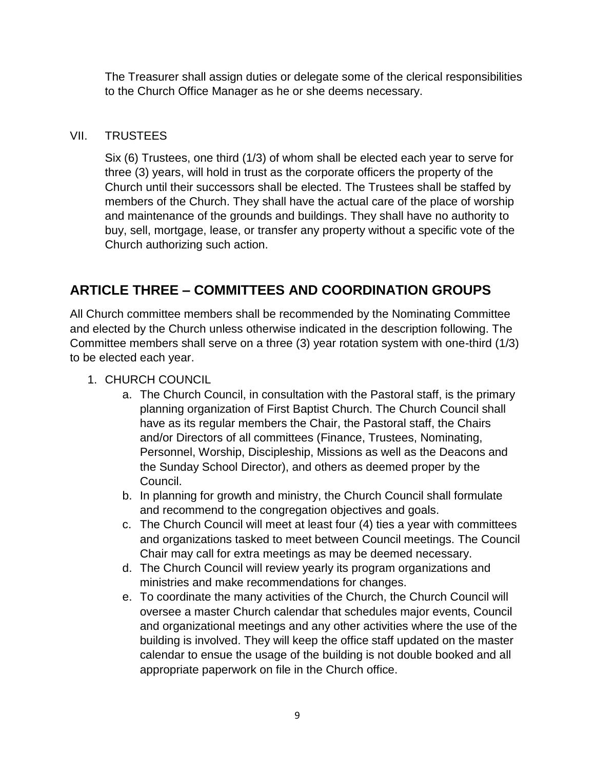The Treasurer shall assign duties or delegate some of the clerical responsibilities to the Church Office Manager as he or she deems necessary.

VII. TRUSTEES

Six (6) Trustees, one third (1/3) of whom shall be elected each year to serve for three (3) years, will hold in trust as the corporate officers the property of the Church until their successors shall be elected. The Trustees shall be staffed by members of the Church. They shall have the actual care of the place of worship and maintenance of the grounds and buildings. They shall have no authority to buy, sell, mortgage, lease, or transfer any property without a specific vote of the Church authorizing such action.

## ARTICLE THREE – COMMITTEES AND COORDINATION GROUPS

All Church committee members shall be recommended by the Nominating Committee and elected by the Church unless otherwise indicated in the description following. The Committee members shall serve on a three (3) year rotation system with one-third (1/3) to be elected each year.

1. CHURCH COUNCIL
    a. The Church Council, in consultation with the Pastoral staff, is the primary planning organization of First Baptist Church. The Church Council shall have as its regular members the Chair, the Pastoral staff, the Chairs and/or Directors of all committees (Finance, Trustees, Nominating, Personnel, Worship, Discipleship, Missions as well as the Deacons and the Sunday School Director), and others as deemed proper by the Council.
    b. In planning for growth and ministry, the Church Council shall formulate and recommend to the congregation objectives and goals.
    c. The Church Council will meet at least four (4) ties a year with committees and organizations tasked to meet between Council meetings. The Council Chair may call for extra meetings as may be deemed necessary.
    d. The Church Council will review yearly its program organizations and ministries and make recommendations for changes.
    e. To coordinate the many activities of the Church, the Church Council will oversee a master Church calendar that schedules major events, Council and organizational meetings and any other activities where the use of the building is involved. They will keep the office staff updated on the master calendar to ensue the usage of the building is not double booked and all appropriate paperwork on file in the Church office.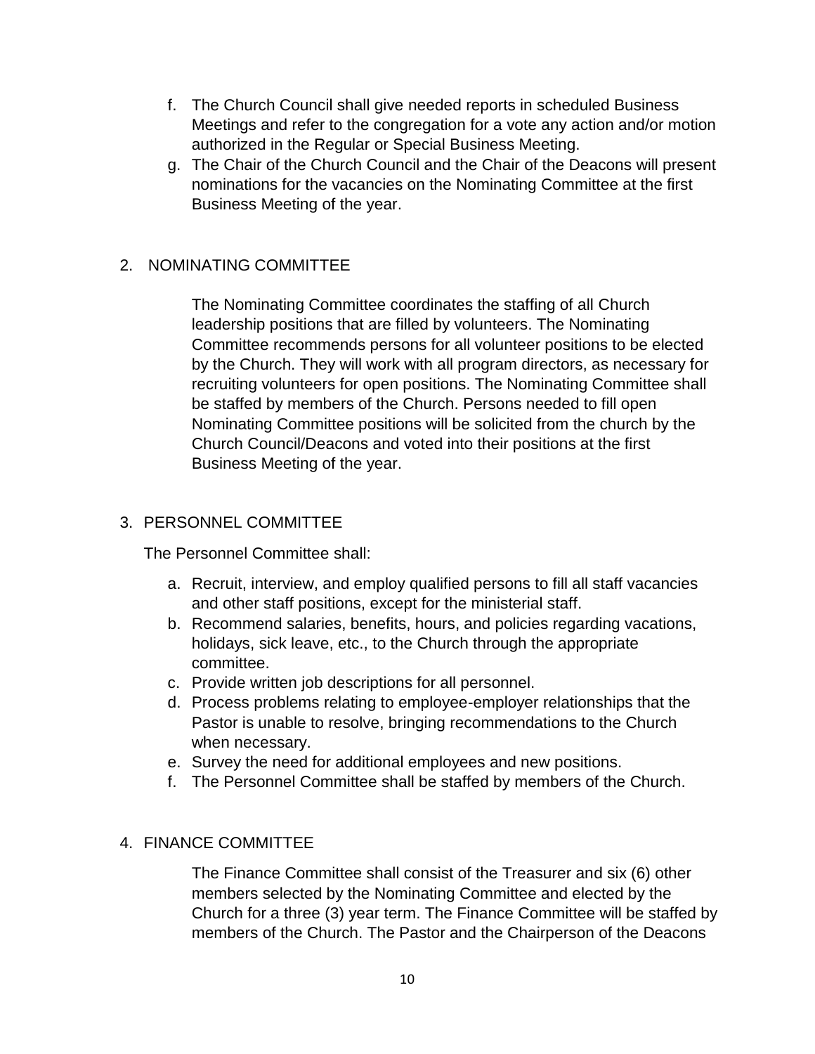f. The Church Council shall give needed reports in scheduled Business Meetings and refer to the congregation for a vote any action and/or motion authorized in the Regular or Special Business Meeting.
g. The Chair of the Church Council and the Chair of the Deacons will present nominations for the vacancies on the Nominating Committee at the first Business Meeting of the year.

## 2. NOMINATING COMMITTEE

The Nominating Committee coordinates the staffing of all Church leadership positions that are filled by volunteers. The Nominating Committee recommends persons for all volunteer positions to be elected by the Church. They will work with all program directors, as necessary for recruiting volunteers for open positions. The Nominating Committee shall be staffed by members of the Church. Persons needed to fill open Nominating Committee positions will be solicited from the church by the Church Council/Deacons and voted into their positions at the first Business Meeting of the year.

## 3. PERSONNEL COMMITTEE

The Personnel Committee shall:

a. Recruit, interview, and employ qualified persons to fill all staff vacancies and other staff positions, except for the ministerial staff.
b. Recommend salaries, benefits, hours, and policies regarding vacations, holidays, sick leave, etc., to the Church through the appropriate committee.
c. Provide written job descriptions for all personnel.
d. Process problems relating to employee-employer relationships that the Pastor is unable to resolve, bringing recommendations to the Church when necessary.
e. Survey the need for additional employees and new positions.
f. The Personnel Committee shall be staffed by members of the Church.

## 4. FINANCE COMMITTEE

The Finance Committee shall consist of the Treasurer and six (6) other members selected by the Nominating Committee and elected by the Church for a three (3) year term. The Finance Committee will be staffed by members of the Church. The Pastor and the Chairperson of the Deacons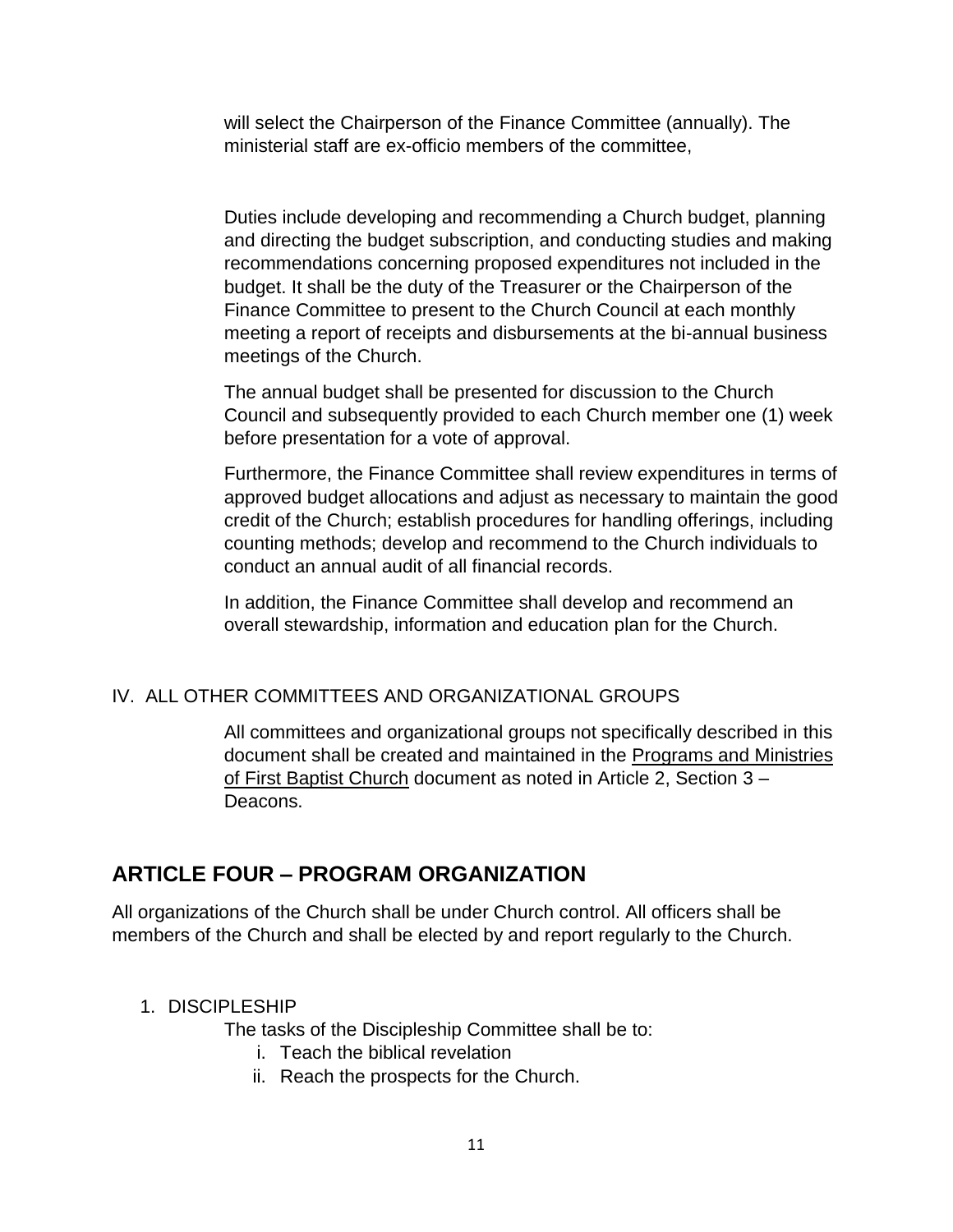will select the Chairperson of the Finance Committee (annually). The ministerial staff are ex-officio members of the committee,

Duties include developing and recommending a Church budget, planning and directing the budget subscription, and conducting studies and making recommendations concerning proposed expenditures not included in the budget. It shall be the duty of the Treasurer or the Chairperson of the Finance Committee to present to the Church Council at each monthly meeting a report of receipts and disbursements at the bi-annual business meetings of the Church.

The annual budget shall be presented for discussion to the Church Council and subsequently provided to each Church member one (1) week before presentation for a vote of approval.

Furthermore, the Finance Committee shall review expenditures in terms of approved budget allocations and adjust as necessary to maintain the good credit of the Church; establish procedures for handling offerings, including counting methods; develop and recommend to the Church individuals to conduct an annual audit of all financial records.

In addition, the Finance Committee shall develop and recommend an overall stewardship, information and education plan for the Church.

IV. ALL OTHER COMMITTEES AND ORGANIZATIONAL GROUPS

All committees and organizational groups not specifically described in this document shall be created and maintained in the Programs and Ministries of First Baptist Church document as noted in Article 2, Section 3 – Deacons.

## ARTICLE FOUR – PROGRAM ORGANIZATION

All organizations of the Church shall be under Church control. All officers shall be members of the Church and shall be elected by and report regularly to the Church.

1. DISCIPLESHIP

   The tasks of the Discipleship Committee shall be to:

   i. Teach the biblical revelation
   ii. Reach the prospects for the Church.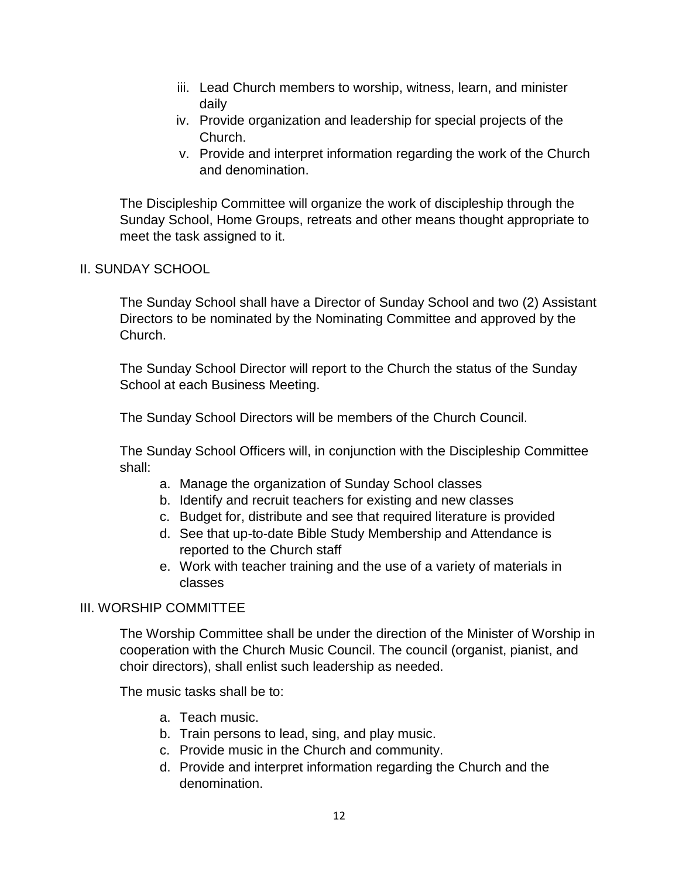iii. Lead Church members to worship, witness, learn, and minister daily
iv. Provide organization and leadership for special projects of the Church.
v. Provide and interpret information regarding the work of the Church and denomination.

The Discipleship Committee will organize the work of discipleship through the Sunday School, Home Groups, retreats and other means thought appropriate to meet the task assigned to it.

## II. SUNDAY SCHOOL

The Sunday School shall have a Director of Sunday School and two (2) Assistant Directors to be nominated by the Nominating Committee and approved by the Church.

The Sunday School Director will report to the Church the status of the Sunday School at each Business Meeting.

The Sunday School Directors will be members of the Church Council.

The Sunday School Officers will, in conjunction with the Discipleship Committee shall:

a. Manage the organization of Sunday School classes
b. Identify and recruit teachers for existing and new classes
c. Budget for, distribute and see that required literature is provided
d. See that up-to-date Bible Study Membership and Attendance is reported to the Church staff
e. Work with teacher training and the use of a variety of materials in classes

## III. WORSHIP COMMITTEE

The Worship Committee shall be under the direction of the Minister of Worship in cooperation with the Church Music Council. The council (organist, pianist, and choir directors), shall enlist such leadership as needed.

The music tasks shall be to:

a. Teach music.
b. Train persons to lead, sing, and play music.
c. Provide music in the Church and community.
d. Provide and interpret information regarding the Church and the denomination.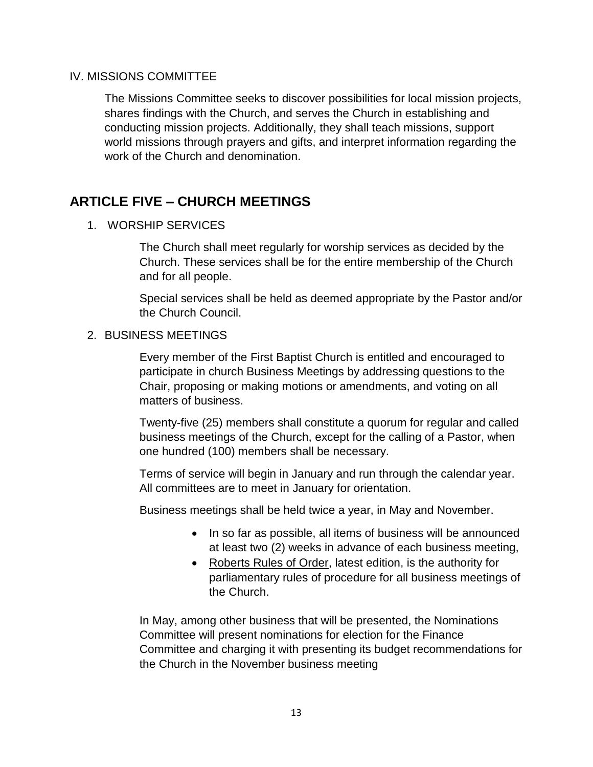IV. MISSIONS COMMITTEE

The Missions Committee seeks to discover possibilities for local mission projects, shares findings with the Church, and serves the Church in establishing and conducting mission projects. Additionally, they shall teach missions, support world missions through prayers and gifts, and interpret information regarding the work of the Church and denomination.

## ARTICLE FIVE – CHURCH MEETINGS

1. WORSHIP SERVICES

   The Church shall meet regularly for worship services as decided by the Church. These services shall be for the entire membership of the Church and for all people.

   Special services shall be held as deemed appropriate by the Pastor and/or the Church Council.

2. BUSINESS MEETINGS

   Every member of the First Baptist Church is entitled and encouraged to participate in church Business Meetings by addressing questions to the Chair, proposing or making motions or amendments, and voting on all matters of business.

   Twenty-five (25) members shall constitute a quorum for regular and called business meetings of the Church, except for the calling of a Pastor, when one hundred (100) members shall be necessary.

   Terms of service will begin in January and run through the calendar year. All committees are to meet in January for orientation.

   Business meetings shall be held twice a year, in May and November.

   - In so far as possible, all items of business will be announced at least two (2) weeks in advance of each business meeting,
   - Roberts Rules of Order, latest edition, is the authority for parliamentary rules of procedure for all business meetings of the Church.

   In May, among other business that will be presented, the Nominations Committee will present nominations for election for the Finance Committee and charging it with presenting its budget recommendations for the Church in the November business meeting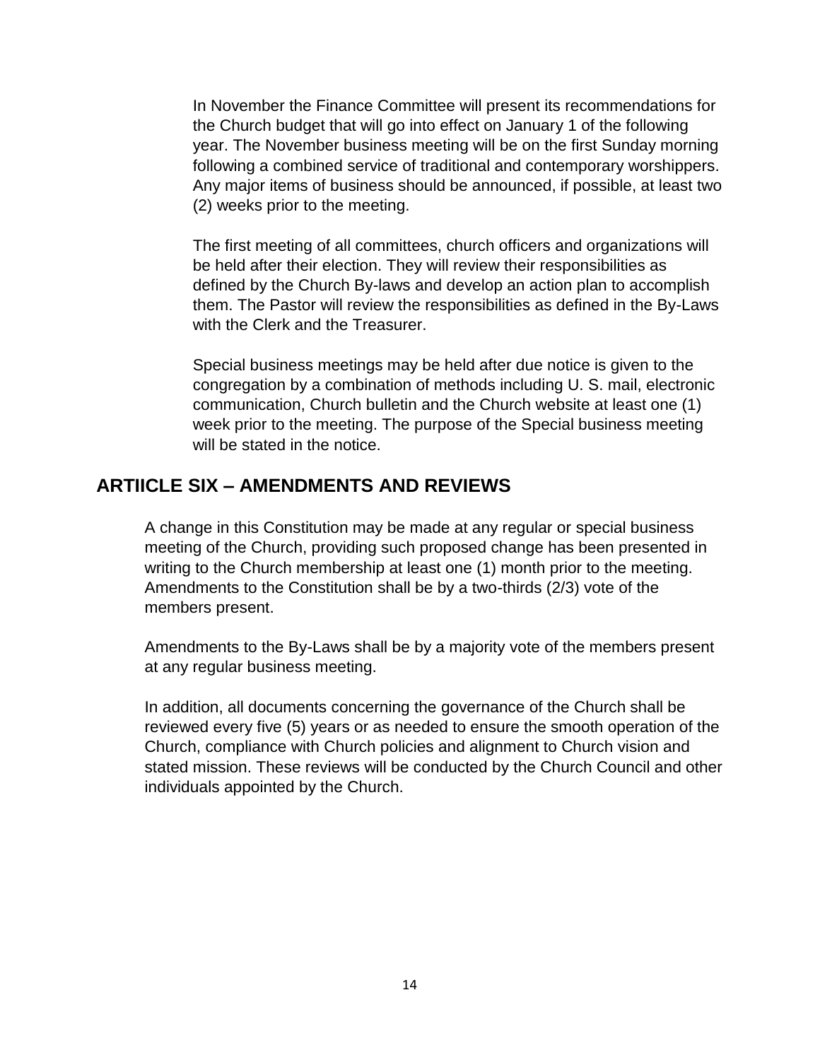In November the Finance Committee will present its recommendations for the Church budget that will go into effect on January 1 of the following year. The November business meeting will be on the first Sunday morning following a combined service of traditional and contemporary worshippers. Any major items of business should be announced, if possible, at least two (2) weeks prior to the meeting.

The first meeting of all committees, church officers and organizations will be held after their election. They will review their responsibilities as defined by the Church By-laws and develop an action plan to accomplish them. The Pastor will review the responsibilities as defined in the By-Laws with the Clerk and the Treasurer.

Special business meetings may be held after due notice is given to the congregation by a combination of methods including U. S. mail, electronic communication, Church bulletin and the Church website at least one (1) week prior to the meeting. The purpose of the Special business meeting will be stated in the notice.

## ARTIICLE SIX – AMENDMENTS AND REVIEWS

A change in this Constitution may be made at any regular or special business meeting of the Church, providing such proposed change has been presented in writing to the Church membership at least one (1) month prior to the meeting. Amendments to the Constitution shall be by a two-thirds (2/3) vote of the members present.

Amendments to the By-Laws shall be by a majority vote of the members present at any regular business meeting.

In addition, all documents concerning the governance of the Church shall be reviewed every five (5) years or as needed to ensure the smooth operation of the Church, compliance with Church policies and alignment to Church vision and stated mission. These reviews will be conducted by the Church Council and other individuals appointed by the Church.